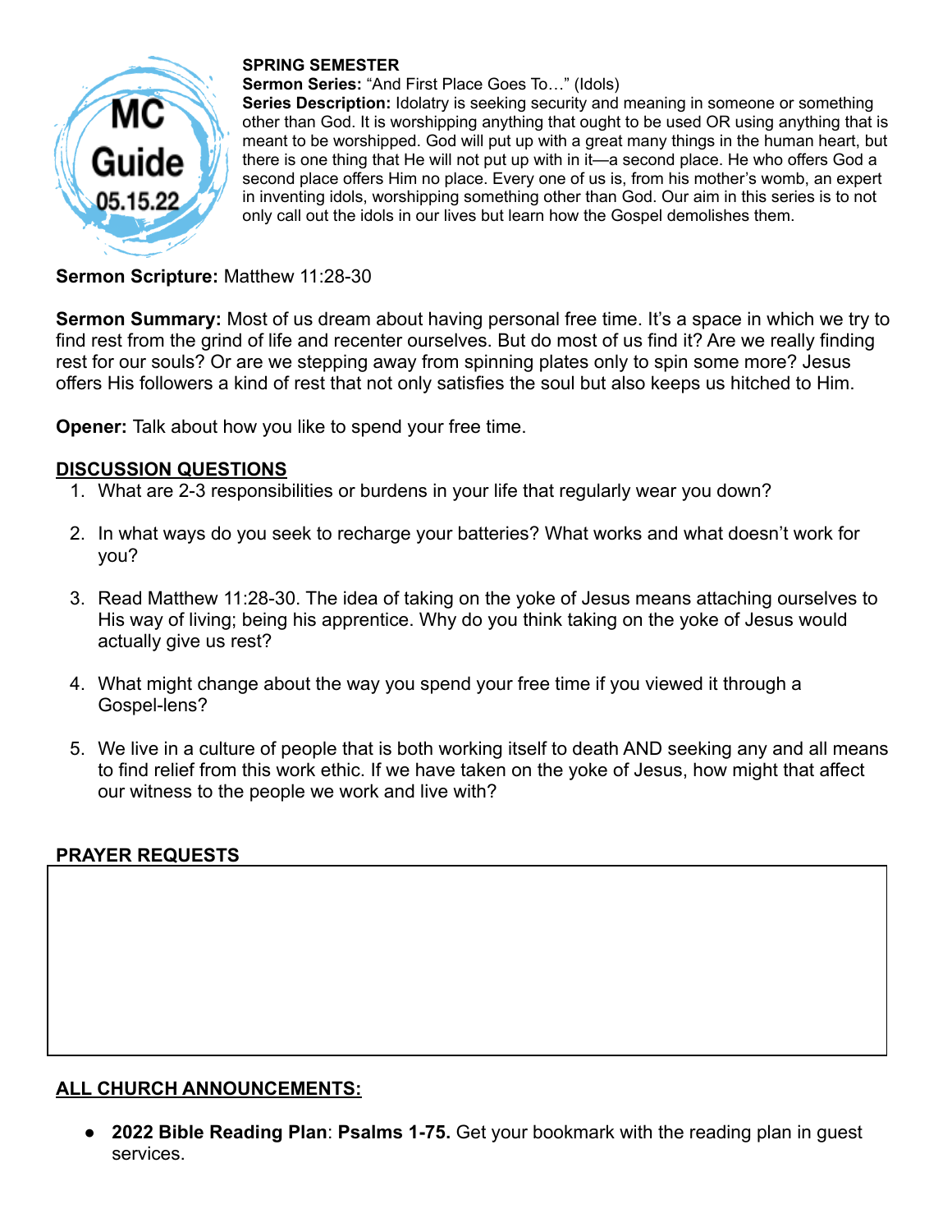MC Guide 05.15.22

**SPRING SEMESTER**
**Sermon Series:** "And First Place Goes To…" (Idols)
**Series Description:** Idolatry is seeking security and meaning in someone or something other than God. It is worshipping anything that ought to be used OR using anything that is meant to be worshipped. God will put up with a great many things in the human heart, but there is one thing that He will not put up with in it—a second place. He who offers God a second place offers Him no place. Every one of us is, from his mother's womb, an expert in inventing idols, worshipping something other than God. Our aim in this series is to not only call out the idols in our lives but learn how the Gospel demolishes them.

**Sermon Scripture:** Matthew 11:28-30

**Sermon Summary:** Most of us dream about having personal free time. It's a space in which we try to find rest from the grind of life and recenter ourselves. But do most of us find it? Are we really finding rest for our souls? Or are we stepping away from spinning plates only to spin some more? Jesus offers His followers a kind of rest that not only satisfies the soul but also keeps us hitched to Him.

**Opener:** Talk about how you like to spend your free time.

## DISCUSSION QUESTIONS

1. What are 2-3 responsibilities or burdens in your life that regularly wear you down?
2. In what ways do you seek to recharge your batteries? What works and what doesn't work for you?
3. Read Matthew 11:28-30. The idea of taking on the yoke of Jesus means attaching ourselves to His way of living; being his apprentice. Why do you think taking on the yoke of Jesus would actually give us rest?
4. What might change about the way you spend your free time if you viewed it through a Gospel-lens?
5. We live in a culture of people that is both working itself to death AND seeking any and all means to find relief from this work ethic. If we have taken on the yoke of Jesus, how might that affect our witness to the people we work and live with?

## PRAYER REQUESTS

## ALL CHURCH ANNOUNCEMENTS:

- **2022 Bible Reading Plan**: **Psalms 1-75.** Get your bookmark with the reading plan in guest services.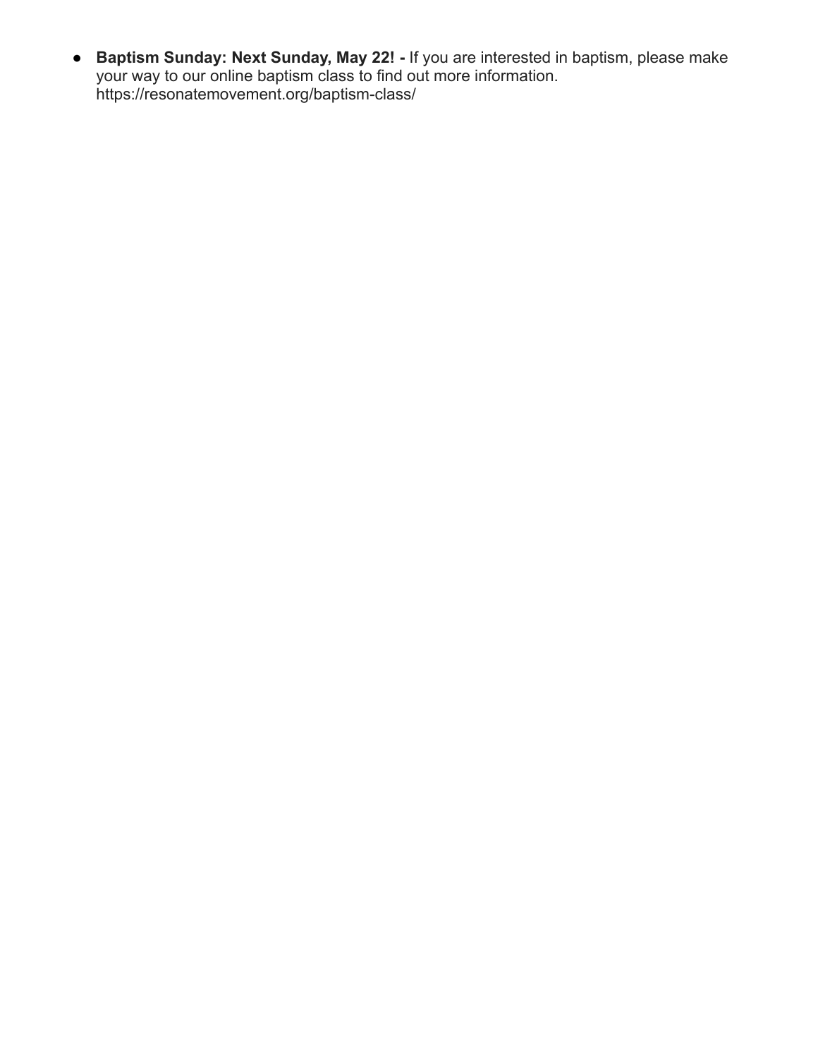- **Baptism Sunday: Next Sunday, May 22! -** If you are interested in baptism, please make your way to our online baptism class to find out more information. https://resonatemovement.org/baptism-class/